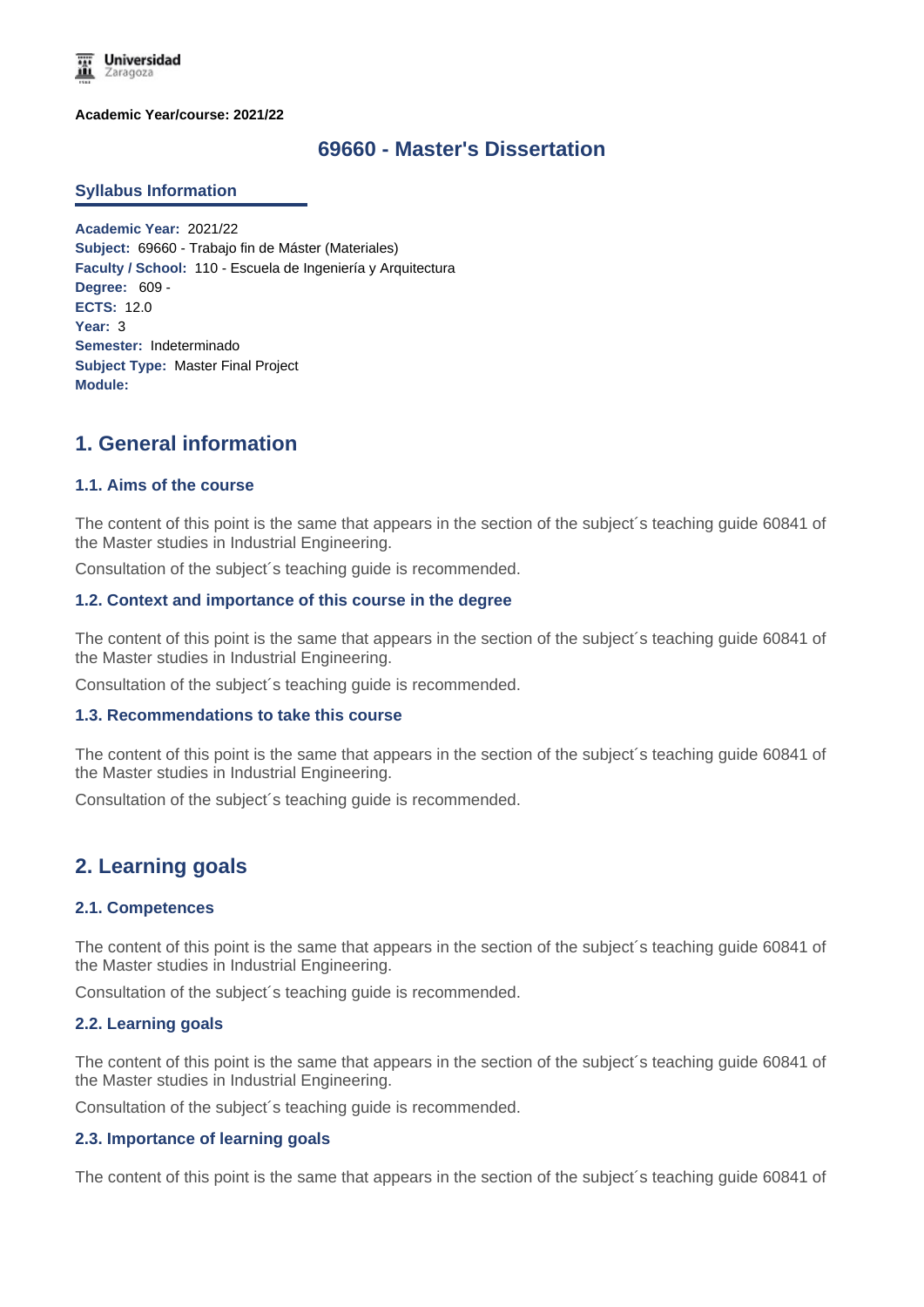**Academic Year/course: 2021/22**

# 69660 - Master's Dissertation

## Syllabus Information

**Academic Year:** 2021/22
**Subject:** 69660 - Trabajo fin de Máster (Materiales)
**Faculty / School:** 110 - Escuela de Ingeniería y Arquitectura
**Degree:** 609 -
**ECTS:** 12.0
**Year:** 3
**Semester:** Indeterminado
**Subject Type:** Master Final Project
**Module:**

## 1. General information

### 1.1. Aims of the course

The content of this point is the same that appears in the section of the subject´s teaching guide 60841 of the Master studies in Industrial Engineering.

Consultation of the subject´s teaching guide is recommended.

### 1.2. Context and importance of this course in the degree

The content of this point is the same that appears in the section of the subject´s teaching guide 60841 of the Master studies in Industrial Engineering.

Consultation of the subject´s teaching guide is recommended.

### 1.3. Recommendations to take this course

The content of this point is the same that appears in the section of the subject´s teaching guide 60841 of the Master studies in Industrial Engineering.

Consultation of the subject´s teaching guide is recommended.

## 2. Learning goals

### 2.1. Competences

The content of this point is the same that appears in the section of the subject´s teaching guide 60841 of the Master studies in Industrial Engineering.

Consultation of the subject´s teaching guide is recommended.

### 2.2. Learning goals

The content of this point is the same that appears in the section of the subject´s teaching guide 60841 of the Master studies in Industrial Engineering.

Consultation of the subject´s teaching guide is recommended.

### 2.3. Importance of learning goals

The content of this point is the same that appears in the section of the subject´s teaching guide 60841 of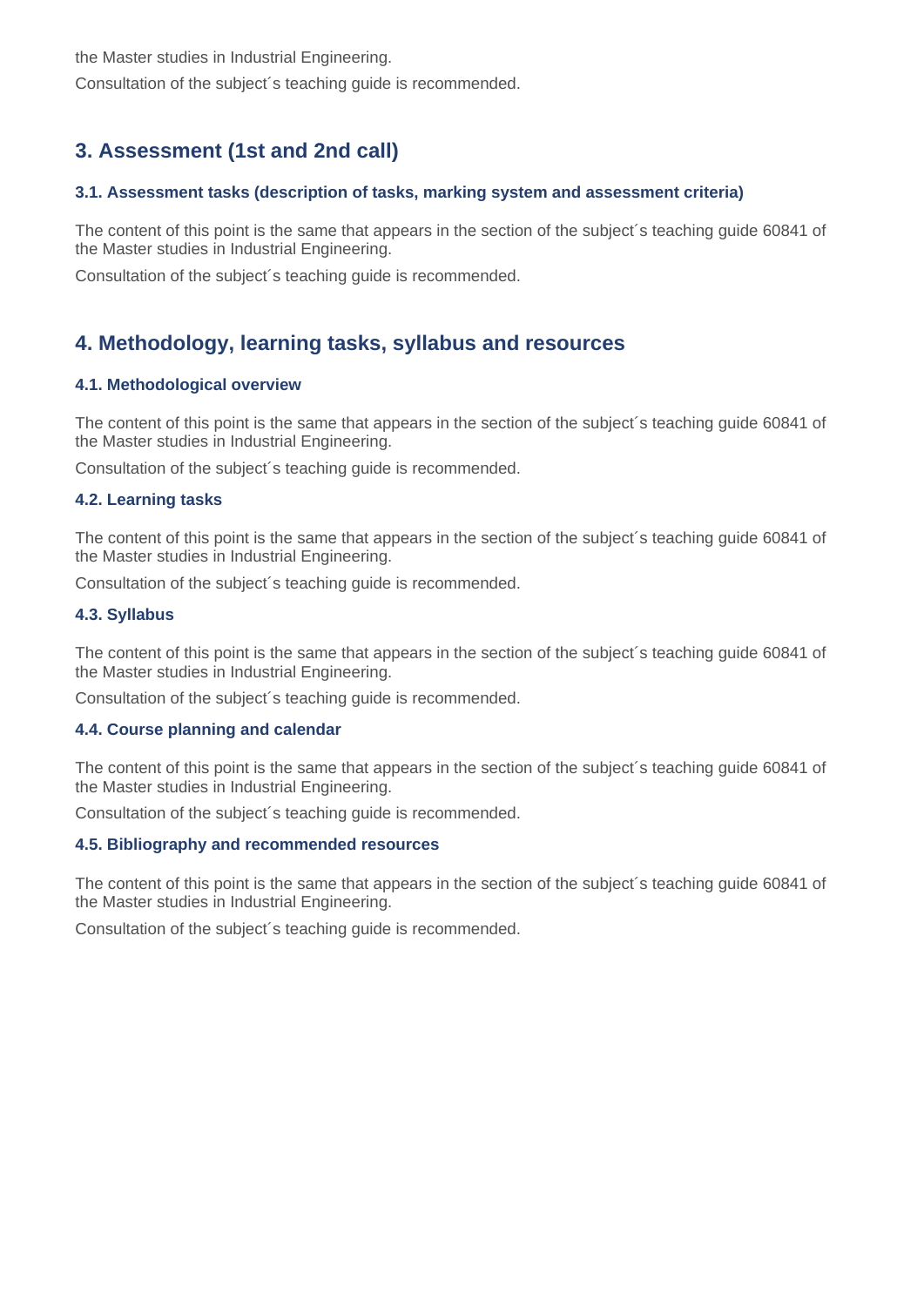the Master studies in Industrial Engineering.

Consultation of the subject´s teaching guide is recommended.

## 3. Assessment (1st and 2nd call)

### 3.1. Assessment tasks (description of tasks, marking system and assessment criteria)

The content of this point is the same that appears in the section of the subject´s teaching guide 60841 of the Master studies in Industrial Engineering.

Consultation of the subject´s teaching guide is recommended.

## 4. Methodology, learning tasks, syllabus and resources

### 4.1. Methodological overview

The content of this point is the same that appears in the section of the subject´s teaching guide 60841 of the Master studies in Industrial Engineering.

Consultation of the subject´s teaching guide is recommended.

### 4.2. Learning tasks

The content of this point is the same that appears in the section of the subject´s teaching guide 60841 of the Master studies in Industrial Engineering.

Consultation of the subject´s teaching guide is recommended.

### 4.3. Syllabus

The content of this point is the same that appears in the section of the subject´s teaching guide 60841 of the Master studies in Industrial Engineering.

Consultation of the subject´s teaching guide is recommended.

### 4.4. Course planning and calendar

The content of this point is the same that appears in the section of the subject´s teaching guide 60841 of the Master studies in Industrial Engineering.

Consultation of the subject´s teaching guide is recommended.

### 4.5. Bibliography and recommended resources

The content of this point is the same that appears in the section of the subject´s teaching guide 60841 of the Master studies in Industrial Engineering.

Consultation of the subject´s teaching guide is recommended.